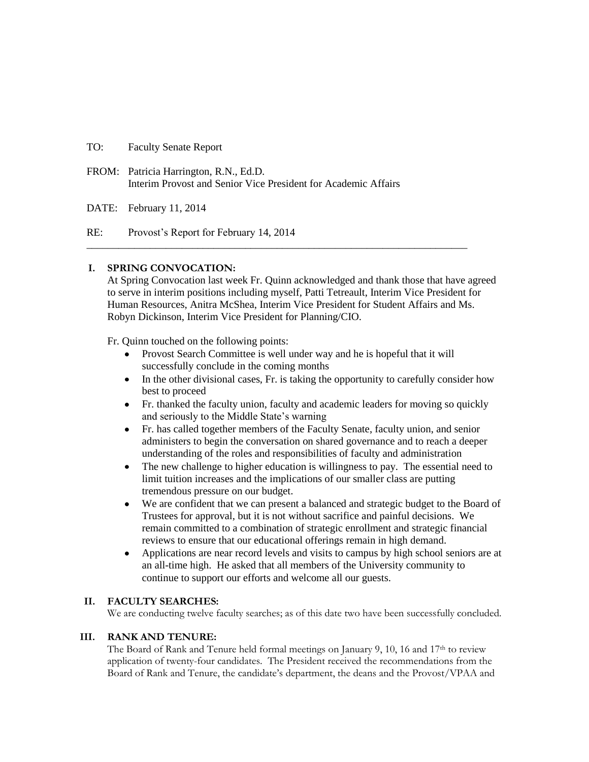TO: Faculty Senate Report

FROM: Patricia Harrington, R.N., Ed.D.
Interim Provost and Senior Vice President for Academic Affairs

DATE: February 11, 2014

RE: Provost's Report for February 14, 2014

---

## I. SPRING CONVOCATION:

At Spring Convocation last week Fr. Quinn acknowledged and thank those that have agreed to serve in interim positions including myself, Patti Tetreault, Interim Vice President for Human Resources, Anitra McShea, Interim Vice President for Student Affairs and Ms. Robyn Dickinson, Interim Vice President for Planning/CIO.

Fr. Quinn touched on the following points:

- Provost Search Committee is well under way and he is hopeful that it will successfully conclude in the coming months
- In the other divisional cases, Fr. is taking the opportunity to carefully consider how best to proceed
- Fr. thanked the faculty union, faculty and academic leaders for moving so quickly and seriously to the Middle State's warning
- Fr. has called together members of the Faculty Senate, faculty union, and senior administers to begin the conversation on shared governance and to reach a deeper understanding of the roles and responsibilities of faculty and administration
- The new challenge to higher education is willingness to pay. The essential need to limit tuition increases and the implications of our smaller class are putting tremendous pressure on our budget.
- We are confident that we can present a balanced and strategic budget to the Board of Trustees for approval, but it is not without sacrifice and painful decisions. We remain committed to a combination of strategic enrollment and strategic financial reviews to ensure that our educational offerings remain in high demand.
- Applications are near record levels and visits to campus by high school seniors are at an all-time high. He asked that all members of the University community to continue to support our efforts and welcome all our guests.

## II. FACULTY SEARCHES:

We are conducting twelve faculty searches; as of this date two have been successfully concluded.

## III. RANK AND TENURE:

The Board of Rank and Tenure held formal meetings on January 9, 10, 16 and 17th to review application of twenty-four candidates. The President received the recommendations from the Board of Rank and Tenure, the candidate's department, the deans and the Provost/VPAA and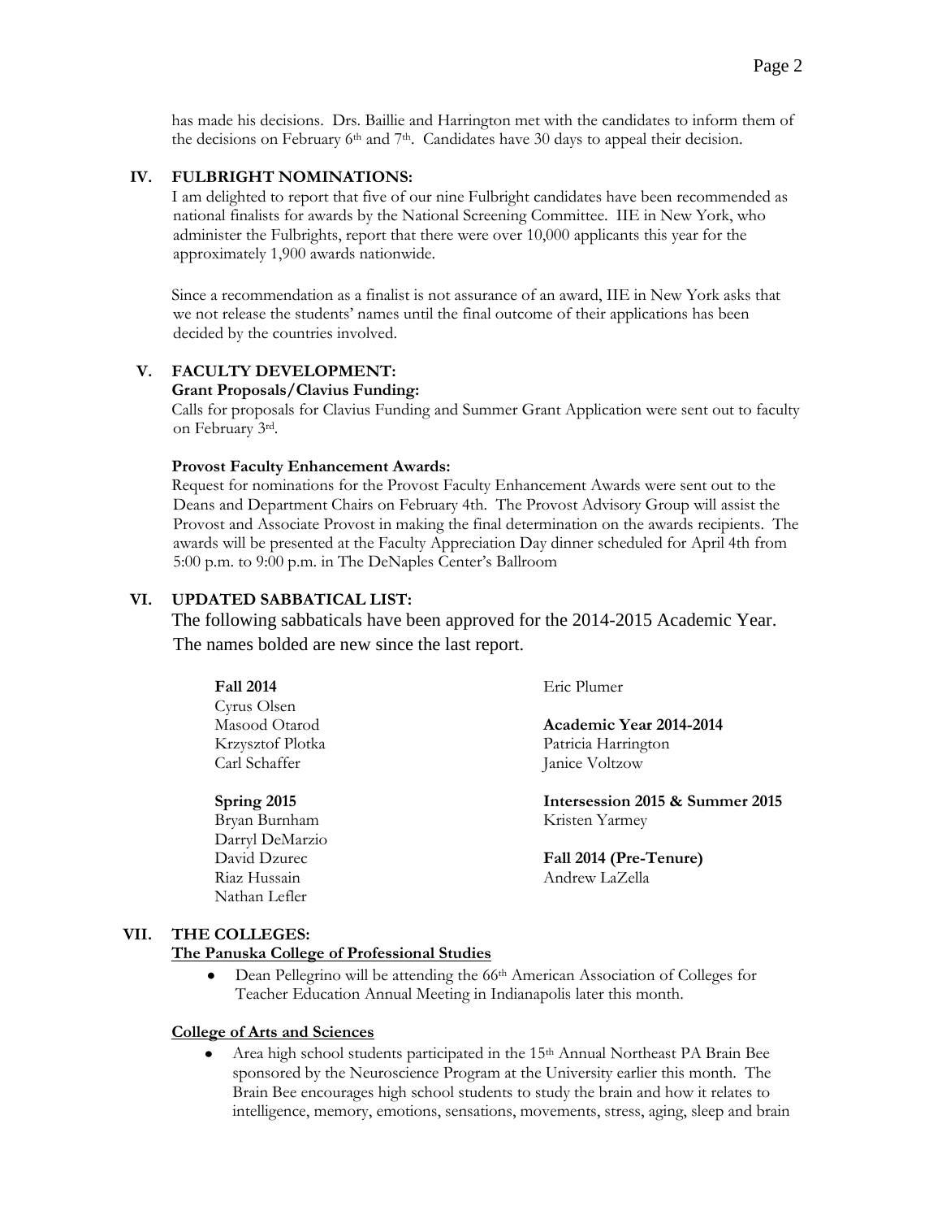has made his decisions. Drs. Baillie and Harrington met with the candidates to inform them of the decisions on February 6th and 7th. Candidates have 30 days to appeal their decision.

## IV. FULBRIGHT NOMINATIONS:

I am delighted to report that five of our nine Fulbright candidates have been recommended as national finalists for awards by the National Screening Committee. IIE in New York, who administer the Fulbrights, report that there were over 10,000 applicants this year for the approximately 1,900 awards nationwide.

Since a recommendation as a finalist is not assurance of an award, IIE in New York asks that we not release the students' names until the final outcome of their applications has been decided by the countries involved.

## V. FACULTY DEVELOPMENT:

**Grant Proposals/Clavius Funding:**

Calls for proposals for Clavius Funding and Summer Grant Application were sent out to faculty on February 3rd.

**Provost Faculty Enhancement Awards:**

Request for nominations for the Provost Faculty Enhancement Awards were sent out to the Deans and Department Chairs on February 4th. The Provost Advisory Group will assist the Provost and Associate Provost in making the final determination on the awards recipients. The awards will be presented at the Faculty Appreciation Day dinner scheduled for April 4th from 5:00 p.m. to 9:00 p.m. in The DeNaples Center's Ballroom

## VI. UPDATED SABBATICAL LIST:

The following sabbaticals have been approved for the 2014-2015 Academic Year. The names bolded are new since the last report.

**Fall 2014**
Cyrus Olsen
Masood Otarod
Krzysztof Plotka
Carl Schaffer
Eric Plumer

**Spring 2015**
Bryan Burnham
Darryl DeMarzio
David Dzurec
Riaz Hussain
Nathan Lefler

**Academic Year 2014-2014**
Patricia Harrington
Janice Voltzow

**Intersession 2015 & Summer 2015**
Kristen Yarmey

**Fall 2014 (Pre-Tenure)**
Andrew LaZella

## VII. THE COLLEGES:

**The Panuska College of Professional Studies**

- Dean Pellegrino will be attending the 66th American Association of Colleges for Teacher Education Annual Meeting in Indianapolis later this month.

**College of Arts and Sciences**

- Area high school students participated in the 15th Annual Northeast PA Brain Bee sponsored by the Neuroscience Program at the University earlier this month. The Brain Bee encourages high school students to study the brain and how it relates to intelligence, memory, emotions, sensations, movements, stress, aging, sleep and brain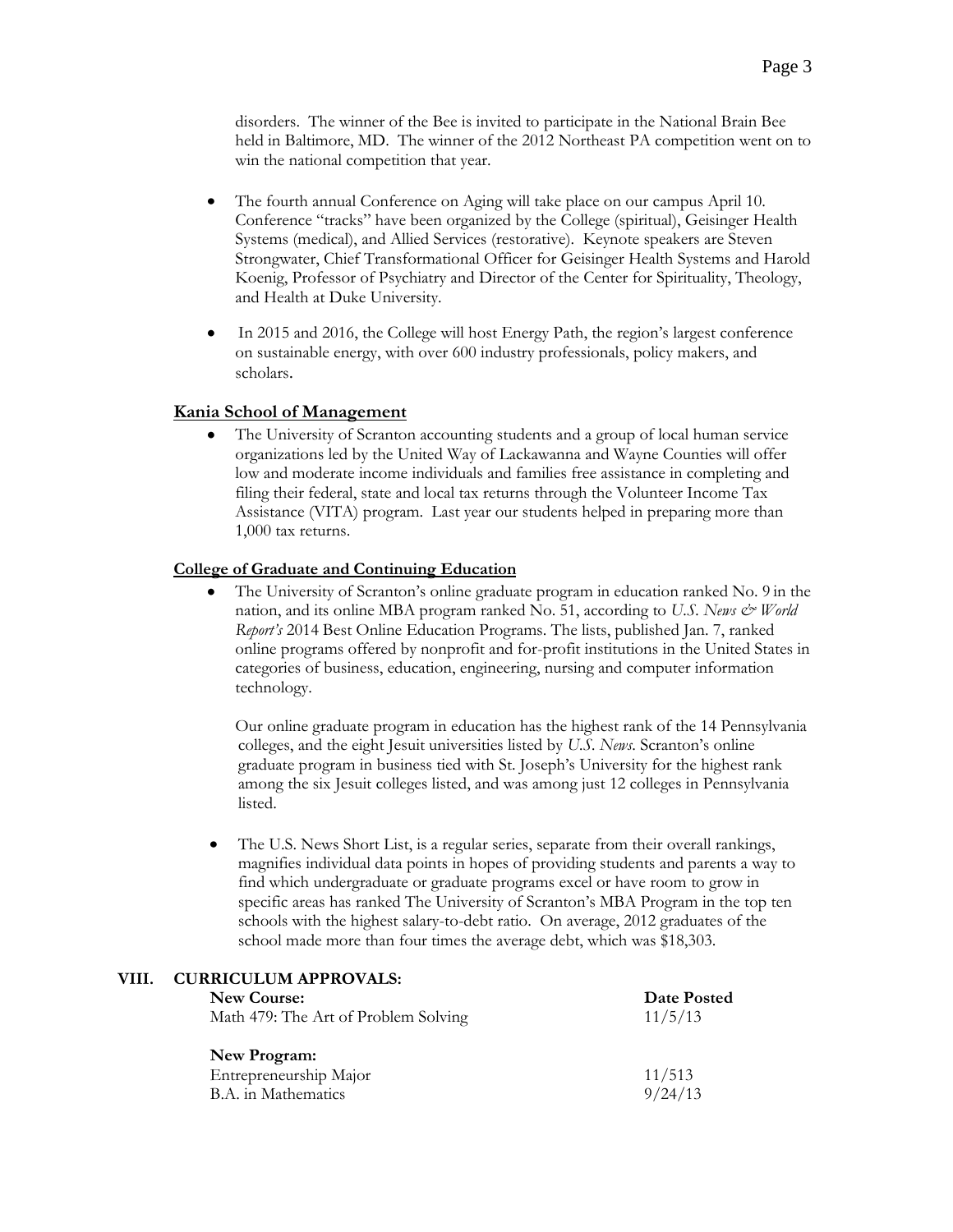disorders. The winner of the Bee is invited to participate in the National Brain Bee held in Baltimore, MD. The winner of the 2012 Northeast PA competition went on to win the national competition that year.

- The fourth annual Conference on Aging will take place on our campus April 10. Conference "tracks" have been organized by the College (spiritual), Geisinger Health Systems (medical), and Allied Services (restorative). Keynote speakers are Steven Strongwater, Chief Transformational Officer for Geisinger Health Systems and Harold Koenig, Professor of Psychiatry and Director of the Center for Spirituality, Theology, and Health at Duke University.

- In 2015 and 2016, the College will host Energy Path, the region's largest conference on sustainable energy, with over 600 industry professionals, policy makers, and scholars.

**Kania School of Management**

- The University of Scranton accounting students and a group of local human service organizations led by the United Way of Lackawanna and Wayne Counties will offer low and moderate income individuals and families free assistance in completing and filing their federal, state and local tax returns through the Volunteer Income Tax Assistance (VITA) program. Last year our students helped in preparing more than 1,000 tax returns.

**College of Graduate and Continuing Education**

- The University of Scranton's online graduate program in education ranked No. 9 in the nation, and its online MBA program ranked No. 51, according to *U.S. News & World Report's* 2014 Best Online Education Programs. The lists, published Jan. 7, ranked online programs offered by nonprofit and for-profit institutions in the United States in categories of business, education, engineering, nursing and computer information technology.

  Our online graduate program in education has the highest rank of the 14 Pennsylvania colleges, and the eight Jesuit universities listed by *U.S. News.* Scranton's online graduate program in business tied with St. Joseph's University for the highest rank among the six Jesuit colleges listed, and was among just 12 colleges in Pennsylvania listed.

- The U.S. News Short List, is a regular series, separate from their overall rankings, magnifies individual data points in hopes of providing students and parents a way to find which undergraduate or graduate programs excel or have room to grow in specific areas has ranked The University of Scranton's MBA Program in the top ten schools with the highest salary-to-debt ratio. On average, 2012 graduates of the school made more than four times the average debt, which was $18,303.

**VIII. CURRICULUM APPROVALS:**

| | |
|---|---|
| **New Course:** | **Date Posted** |
| Math 479: The Art of Problem Solving | 11/5/13 |
| **New Program:** | |
| Entrepreneurship Major | 11/513 |
| B.A. in Mathematics | 9/24/13 |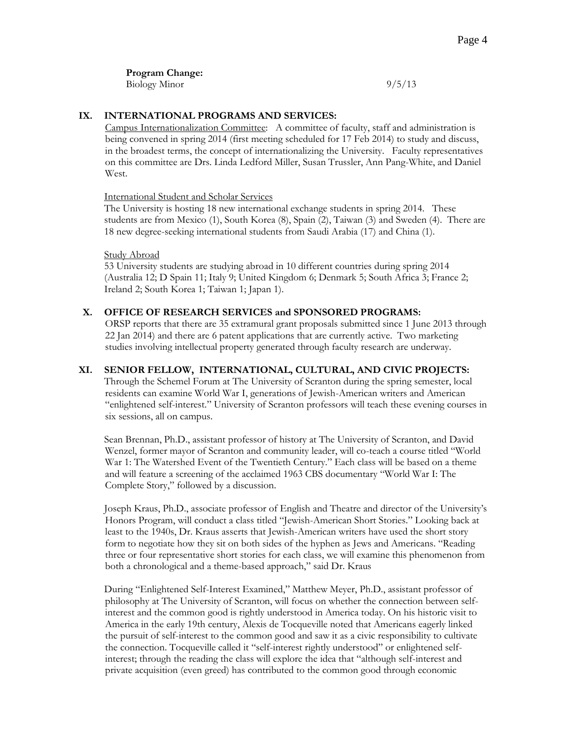**Program Change:**
Biology Minor 9/5/13

## IX. INTERNATIONAL PROGRAMS AND SERVICES:

Campus Internationalization Committee: A committee of faculty, staff and administration is being convened in spring 2014 (first meeting scheduled for 17 Feb 2014) to study and discuss, in the broadest terms, the concept of internationalizing the University. Faculty representatives on this committee are Drs. Linda Ledford Miller, Susan Trussler, Ann Pang-White, and Daniel West.

International Student and Scholar Services
The University is hosting 18 new international exchange students in spring 2014. These students are from Mexico (1), South Korea (8), Spain (2), Taiwan (3) and Sweden (4). There are 18 new degree-seeking international students from Saudi Arabia (17) and China (1).

Study Abroad
53 University students are studying abroad in 10 different countries during spring 2014 (Australia 12; D Spain 11; Italy 9; United Kingdom 6; Denmark 5; South Africa 3; France 2; Ireland 2; South Korea 1; Taiwan 1; Japan 1).

## X. OFFICE OF RESEARCH SERVICES and SPONSORED PROGRAMS:

ORSP reports that there are 35 extramural grant proposals submitted since 1 June 2013 through 22 Jan 2014) and there are 6 patent applications that are currently active. Two marketing studies involving intellectual property generated through faculty research are underway.

## XI. SENIOR FELLOW, INTERNATIONAL, CULTURAL, AND CIVIC PROJECTS:

Through the Schemel Forum at The University of Scranton during the spring semester, local residents can examine World War I, generations of Jewish-American writers and American "enlightened self-interest." University of Scranton professors will teach these evening courses in six sessions, all on campus.

Sean Brennan, Ph.D., assistant professor of history at The University of Scranton, and David Wenzel, former mayor of Scranton and community leader, will co-teach a course titled "World War 1: The Watershed Event of the Twentieth Century." Each class will be based on a theme and will feature a screening of the acclaimed 1963 CBS documentary "World War I: The Complete Story," followed by a discussion.

Joseph Kraus, Ph.D., associate professor of English and Theatre and director of the University's Honors Program, will conduct a class titled "Jewish-American Short Stories." Looking back at least to the 1940s, Dr. Kraus asserts that Jewish-American writers have used the short story form to negotiate how they sit on both sides of the hyphen as Jews and Americans. "Reading three or four representative short stories for each class, we will examine this phenomenon from both a chronological and a theme-based approach," said Dr. Kraus

During "Enlightened Self-Interest Examined," Matthew Meyer, Ph.D., assistant professor of philosophy at The University of Scranton, will focus on whether the connection between self-interest and the common good is rightly understood in America today. On his historic visit to America in the early 19th century, Alexis de Tocqueville noted that Americans eagerly linked the pursuit of self-interest to the common good and saw it as a civic responsibility to cultivate the connection. Tocqueville called it "self-interest rightly understood" or enlightened self-interest; through the reading the class will explore the idea that "although self-interest and private acquisition (even greed) has contributed to the common good through economic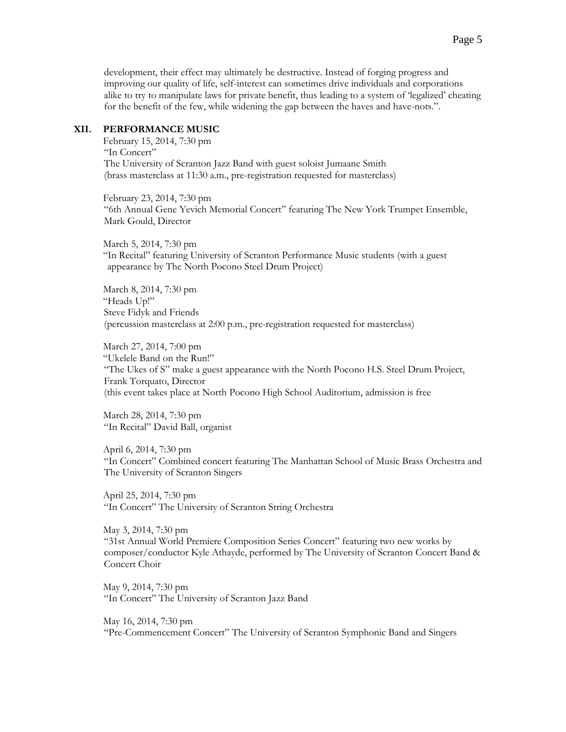development, their effect may ultimately be destructive. Instead of forging progress and improving our quality of life, self-interest can sometimes drive individuals and corporations alike to try to manipulate laws for private benefit, thus leading to a system of 'legalized' cheating for the benefit of the few, while widening the gap between the haves and have-nots.".

## XII. PERFORMANCE MUSIC

February 15, 2014, 7:30 pm
"In Concert"
The University of Scranton Jazz Band with guest soloist Jumaane Smith
(brass masterclass at 11:30 a.m., pre-registration requested for masterclass)

February 23, 2014, 7:30 pm
"6th Annual Gene Yevich Memorial Concert" featuring The New York Trumpet Ensemble, Mark Gould, Director

March 5, 2014, 7:30 pm
"In Recital" featuring University of Scranton Performance Music students (with a guest appearance by The North Pocono Steel Drum Project)

March 8, 2014, 7:30 pm
"Heads Up!"
Steve Fidyk and Friends
(percussion masterclass at 2:00 p.m., pre-registration requested for masterclass)

March 27, 2014, 7:00 pm
"Ukelele Band on the Run!"
"The Ukes of S" make a guest appearance with the North Pocono H.S. Steel Drum Project, Frank Torquato, Director
(this event takes place at North Pocono High School Auditorium, admission is free

March 28, 2014, 7:30 pm
"In Recital" David Ball, organist

April 6, 2014, 7:30 pm
"In Concert" Combined concert featuring The Manhattan School of Music Brass Orchestra and The University of Scranton Singers

April 25, 2014, 7:30 pm
"In Concert" The University of Scranton String Orchestra

May 3, 2014, 7:30 pm
"31st Annual World Premiere Composition Series Concert" featuring two new works by composer/conductor Kyle Athayde, performed by The University of Scranton Concert Band & Concert Choir

May 9, 2014, 7:30 pm
"In Concert" The University of Scranton Jazz Band

May 16, 2014, 7:30 pm
"Pre-Commencement Concert" The University of Scranton Symphonic Band and Singers